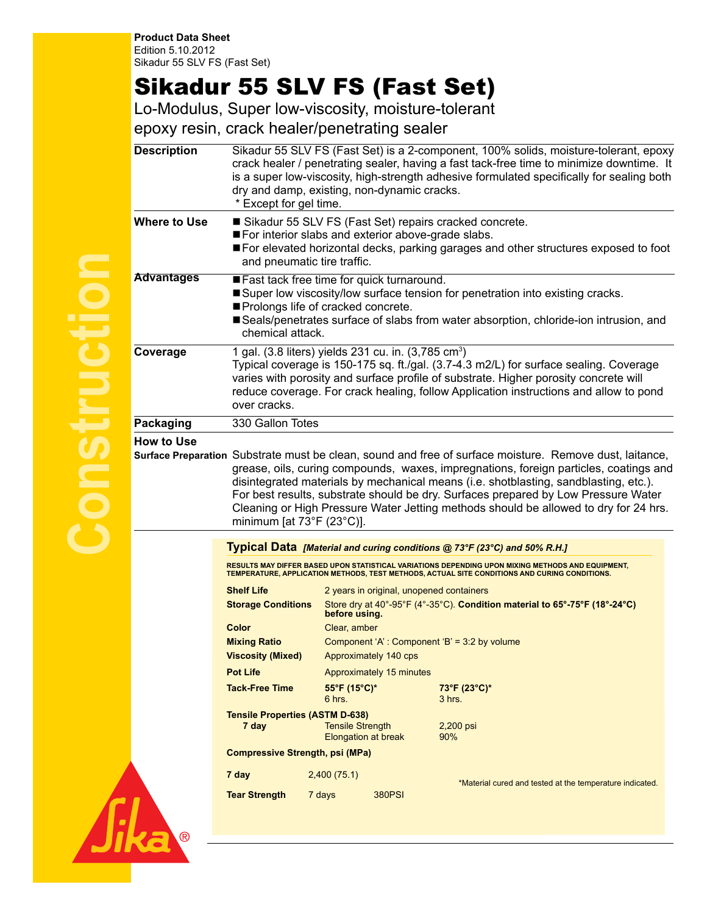**Product Data Sheet**
Edition 5.10.2012
Sikadur 55 SLV FS (Fast Set)

# Sikadur 55 SLV FS (Fast Set)

Lo-Modulus, Super low-viscosity, moisture-tolerant epoxy resin, crack healer/penetrating sealer

**Description**

Sikadur 55 SLV FS (Fast Set) is a 2-component, 100% solids, moisture-tolerant, epoxy crack healer / penetrating sealer, having a fast tack-free time to minimize downtime. It is a super low-viscosity, high-strength adhesive formulated specifically for sealing both dry and damp, existing, non-dynamic cracks.
* Except for gel time.

**Where to Use**

- Sikadur 55 SLV FS (Fast Set) repairs cracked concrete.
- For interior slabs and exterior above-grade slabs.
- For elevated horizontal decks, parking garages and other structures exposed to foot and pneumatic tire traffic.

**Advantages**

- Fast tack free time for quick turnaround.
- Super low viscosity/low surface tension for penetration into existing cracks.
- Prolongs life of cracked concrete.
- Seals/penetrates surface of slabs from water absorption, chloride-ion intrusion, and chemical attack.

**Coverage**

1 gal. (3.8 liters) yields 231 cu. in. (3,785 cm$^3$)
Typical coverage is 150-175 sq. ft./gal. (3.7-4.3 m2/L) for surface sealing. Coverage varies with porosity and surface profile of substrate. Higher porosity concrete will reduce coverage. For crack healing, follow Application instructions and allow to pond over cracks.

**Packaging**

330 Gallon Totes

**How to Use**

**Surface Preparation** Substrate must be clean, sound and free of surface moisture. Remove dust, laitance, grease, oils, curing compounds, waxes, impregnations, foreign particles, coatings and disintegrated materials by mechanical means (i.e. shotblasting, sandblasting, etc.). For best results, substrate should be dry. Surfaces prepared by Low Pressure Water Cleaning or High Pressure Water Jetting methods should be allowed to dry for 24 hrs. minimum [at 73°F (23°C)].

## Typical Data *[Material and curing conditions @ 73°F (23°C) and 50% R.H.]*

**RESULTS MAY DIFFER BASED UPON STATISTICAL VARIATIONS DEPENDING UPON MIXING METHODS AND EQUIPMENT, TEMPERATURE, APPLICATION METHODS, TEST METHODS, ACTUAL SITE CONDITIONS AND CURING CONDITIONS.**

| | | |
|---|---|---|
| **Shelf Life** | 2 years in original, unopened containers | |
| **Storage Conditions** | Store dry at 40°-95°F (4°-35°C). **Condition material to 65°-75°F (18°-24°C) before using.** | |
| **Color** | Clear, amber | |
| **Mixing Ratio** | Component 'A' : Component 'B' = 3:2 by volume | |
| **Viscosity (Mixed)** | Approximately 140 cps | |
| **Pot Life** | Approximately 15 minutes | |
| **Tack-Free Time** | **55°F (15°C)*** 6 hrs. | **73°F (23°C)*** 3 hrs. |
| **Tensile Properties (ASTM D-638)** | | |
| **7 day** | Tensile Strength | 2,200 psi |
| | Elongation at break | 90% |
| **Compressive Strength, psi (MPa)** | | |
| **7 day** | 2,400 (75.1) | |
| **Tear Strength** | 7 days | 380PSI |

*Material cured and tested at the temperature indicated.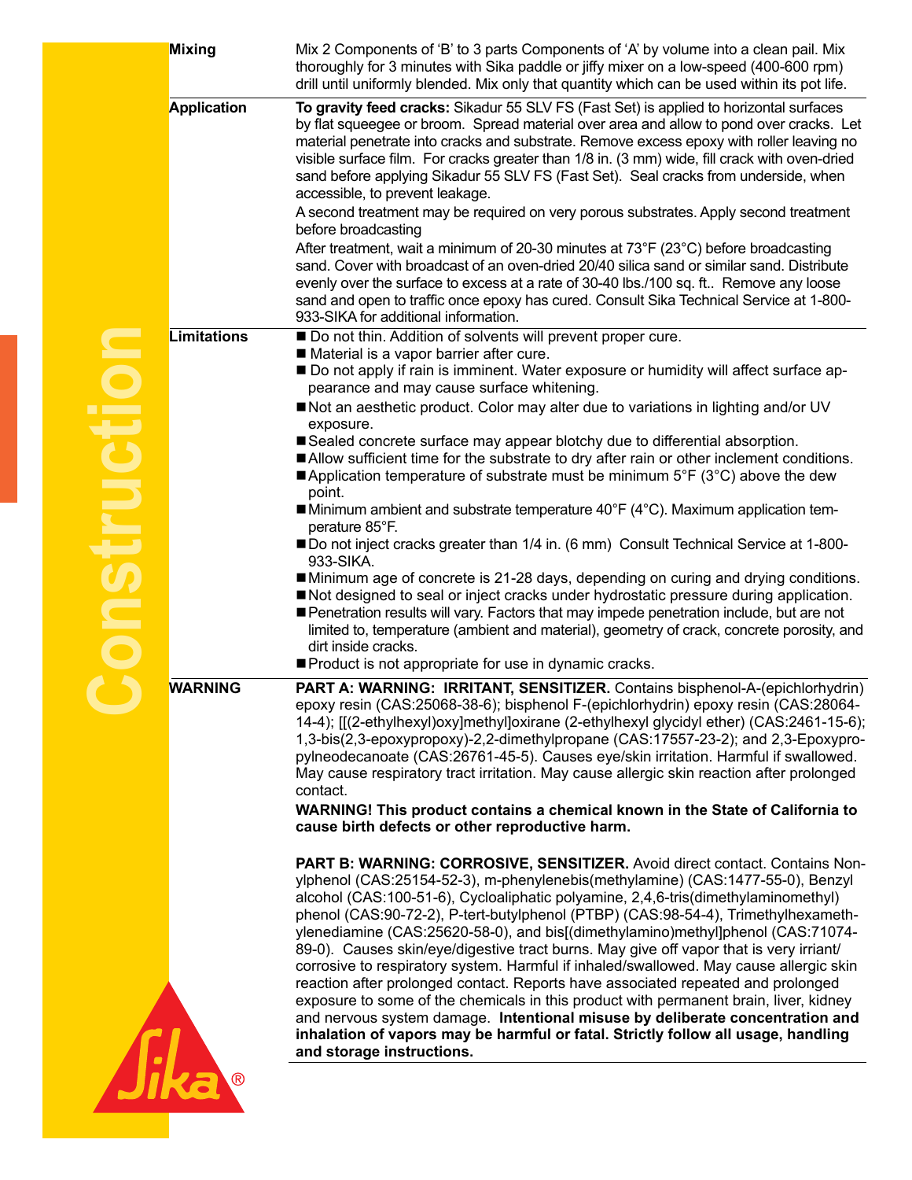**Mixing**

Mix 2 Components of 'B' to 3 parts Components of 'A' by volume into a clean pail. Mix thoroughly for 3 minutes with Sika paddle or jiffy mixer on a low-speed (400-600 rpm) drill until uniformly blended. Mix only that quantity which can be used within its pot life.

**Application**

**To gravity feed cracks:** Sikadur 55 SLV FS (Fast Set) is applied to horizontal surfaces by flat squeegee or broom. Spread material over area and allow to pond over cracks. Let material penetrate into cracks and substrate. Remove excess epoxy with roller leaving no visible surface film. For cracks greater than 1/8 in. (3 mm) wide, fill crack with oven-dried sand before applying Sikadur 55 SLV FS (Fast Set). Seal cracks from underside, when accessible, to prevent leakage.

A second treatment may be required on very porous substrates. Apply second treatment before broadcasting

After treatment, wait a minimum of 20-30 minutes at 73°F (23°C) before broadcasting sand. Cover with broadcast of an oven-dried 20/40 silica sand or similar sand. Distribute evenly over the surface to excess at a rate of 30-40 lbs./100 sq. ft.. Remove any loose sand and open to traffic once epoxy has cured. Consult Sika Technical Service at 1-800-933-SIKA for additional information.

**Limitations**

- Do not thin. Addition of solvents will prevent proper cure.
- Material is a vapor barrier after cure.
- Do not apply if rain is imminent. Water exposure or humidity will affect surface appearance and may cause surface whitening.
- Not an aesthetic product. Color may alter due to variations in lighting and/or UV exposure.
- Sealed concrete surface may appear blotchy due to differential absorption.
- Allow sufficient time for the substrate to dry after rain or other inclement conditions.
- Application temperature of substrate must be minimum 5°F (3°C) above the dew point.
- Minimum ambient and substrate temperature 40°F (4°C). Maximum application temperature 85°F.
- Do not inject cracks greater than 1/4 in. (6 mm) Consult Technical Service at 1-800-933-SIKA.
- Minimum age of concrete is 21-28 days, depending on curing and drying conditions.
- Not designed to seal or inject cracks under hydrostatic pressure during application.
- Penetration results will vary. Factors that may impede penetration include, but are not limited to, temperature (ambient and material), geometry of crack, concrete porosity, and dirt inside cracks.
- Product is not appropriate for use in dynamic cracks.

**WARNING**

**PART A: WARNING: IRRITANT, SENSITIZER.** Contains bisphenol-A-(epichlorhydrin) epoxy resin (CAS:25068-38-6); bisphenol F-(epichlorhydrin) epoxy resin (CAS:28064-14-4); [[(2-ethylhexyl)oxy]methyl]oxirane (2-ethylhexyl glycidyl ether) (CAS:2461-15-6); 1,3-bis(2,3-epoxypropoxy)-2,2-dimethylpropane (CAS:17557-23-2); and 2,3-Epoxypropylneodecanoate (CAS:26761-45-5). Causes eye/skin irritation. Harmful if swallowed. May cause respiratory tract irritation. May cause allergic skin reaction after prolonged contact.

**WARNING! This product contains a chemical known in the State of California to cause birth defects or other reproductive harm.**

**PART B: WARNING: CORROSIVE, SENSITIZER.** Avoid direct contact. Contains Nonylphenol (CAS:25154-52-3), m-phenylenebis(methylamine) (CAS:1477-55-0), Benzyl alcohol (CAS:100-51-6), Cycloaliphatic polyamine, 2,4,6-tris(dimethylaminomethyl) phenol (CAS:90-72-2), P-tert-butylphenol (PTBP) (CAS:98-54-4), Trimethylhexamethylenediamine (CAS:25620-58-0), and bis[(dimethylamino)methyl]phenol (CAS:71074-89-0). Causes skin/eye/digestive tract burns. May give off vapor that is very irriant/corrosive to respiratory system. Harmful if inhaled/swallowed. May cause allergic skin reaction after prolonged contact. Reports have associated repeated and prolonged exposure to some of the chemicals in this product with permanent brain, liver, kidney and nervous system damage. **Intentional misuse by deliberate concentration and inhalation of vapors may be harmful or fatal. Strictly follow all usage, handling and storage instructions.**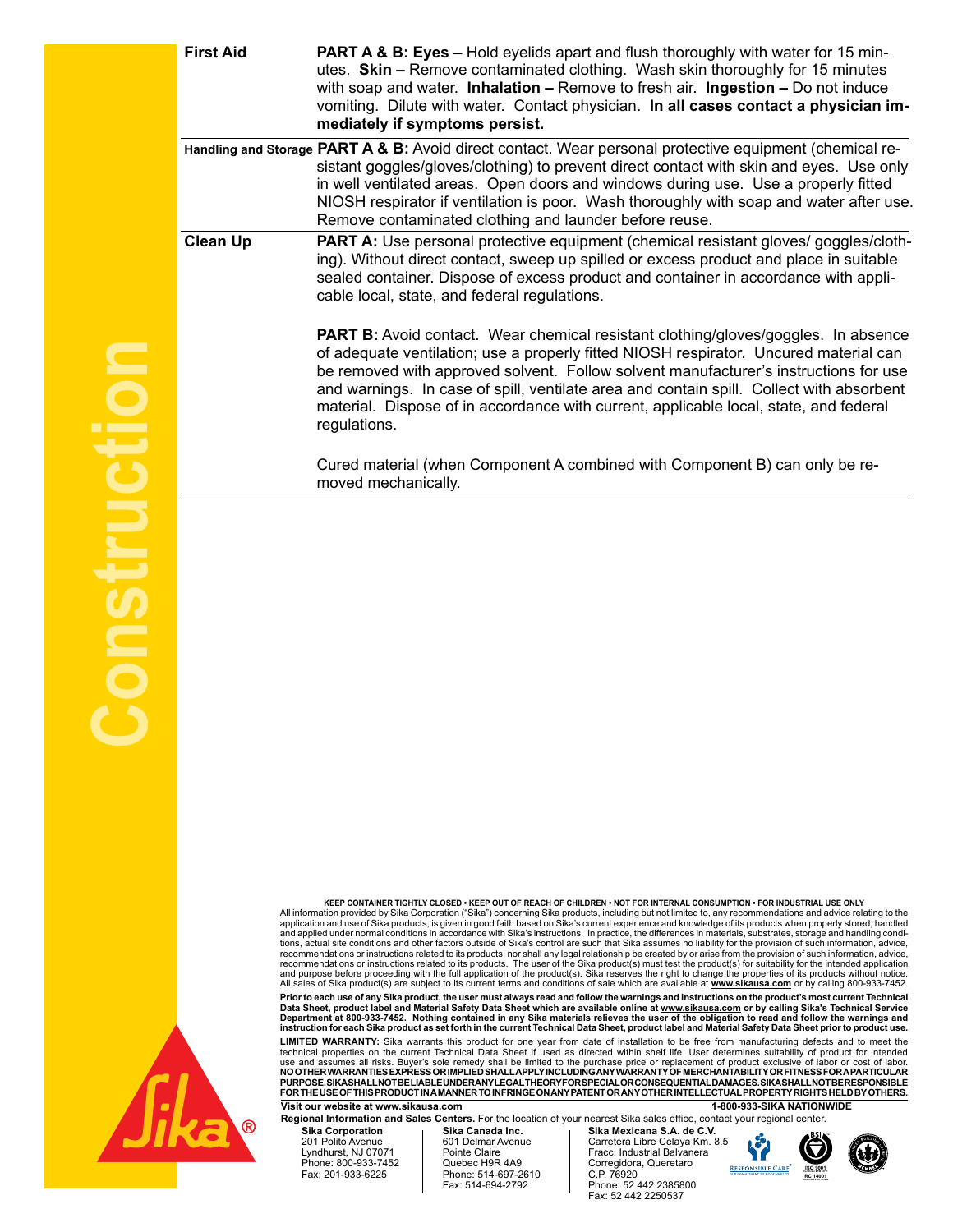| | |
|---|---|
| **First Aid** | **PART A & B: Eyes –** Hold eyelids apart and flush thoroughly with water for 15 minutes. **Skin –** Remove contaminated clothing. Wash skin thoroughly for 15 minutes with soap and water. **Inhalation –** Remove to fresh air. **Ingestion –** Do not induce vomiting. Dilute with water. Contact physician. **In all cases contact a physician immediately if symptoms persist.** |
| **Handling and Storage** | **PART A & B:** Avoid direct contact. Wear personal protective equipment (chemical resistant goggles/gloves/clothing) to prevent direct contact with skin and eyes. Use only in well ventilated areas. Open doors and windows during use. Use a properly fitted NIOSH respirator if ventilation is poor. Wash thoroughly with soap and water after use. Remove contaminated clothing and launder before reuse. |
| **Clean Up** | **PART A:** Use personal protective equipment (chemical resistant gloves/ goggles/clothing). Without direct contact, sweep up spilled or excess product and place in suitable sealed container. Dispose of excess product and container in accordance with applicable local, state, and federal regulations.<br><br>**PART B:** Avoid contact. Wear chemical resistant clothing/gloves/goggles. In absence of adequate ventilation; use a properly fitted NIOSH respirator. Uncured material can be removed with approved solvent. Follow solvent manufacturer's instructions for use and warnings. In case of spill, ventilate area and contain spill. Collect with absorbent material. Dispose of in accordance with current, applicable local, state, and federal regulations.<br><br>Cured material (when Component A combined with Component B) can only be removed mechanically. |

Construction

**KEEP CONTAINER TIGHTLY CLOSED • KEEP OUT OF REACH OF CHILDREN • NOT FOR INTERNAL CONSUMPTION • FOR INDUSTRIAL USE ONLY**

All information provided by Sika Corporation ("Sika") concerning Sika products, including but not limited to, any recommendations and advice relating to the application and use of Sika products, is given in good faith based on Sika's current experience and knowledge of its products when properly stored, handled and applied under normal conditions in accordance with Sika's instructions. In practice, the differences in materials, substrates, storage and handling conditions, actual site conditions and other factors outside of Sika's control are such that Sika assumes no liability for the provision of such information, advice, recommendations or instructions related to its products, nor shall any legal relationship be created by or arise from the provision of such information, advice, recommendations or instructions related to its products. The user of the Sika product(s) must test the product(s) for suitability for the intended application and purpose before proceeding with the full application of the product(s). Sika reserves the right to change the properties of its products without notice. All sales of Sika product(s) are subject to its current terms and conditions of sale which are available at **www.sikausa.com** or by calling 800-933-7452.

**Prior to each use of any Sika product, the user must always read and follow the warnings and instructions on the product's most current Technical Data Sheet, product label and Material Safety Data Sheet which are available online at www.sikausa.com or by calling Sika's Technical Service Department at 800-933-7452. Nothing contained in any Sika materials relieves the user of the obligation to read and follow the warnings and instruction for each Sika product as set forth in the current Technical Data Sheet, product label and Material Safety Data Sheet prior to product use.**

**LIMITED WARRANTY:** Sika warrants this product for one year from date of installation to be free from manufacturing defects and to meet the technical properties on the current Technical Data Sheet if used as directed within shelf life. User determines suitability of product for intended use and assumes all risks. Buyer's sole remedy shall be limited to the purchase price or replacement of product exclusive of labor or cost of labor. **NO OTHER WARRANTIES EXPRESS OR IMPLIED SHALL APPLY INCLUDING ANY WARRANTY OF MERCHANTABILITY OR FITNESS FOR A PARTICULAR PURPOSE. SIKA SHALL NOT BE LIABLE UNDER ANY LEGAL THEORY FOR SPECIAL OR CONSEQUENTIAL DAMAGES. SIKA SHALL NOT BE RESPONSIBLE FOR THE USE OF THIS PRODUCT IN A MANNER TO INFRINGE ON ANY PATENT OR ANY OTHER INTELLECTUAL PROPERTY RIGHTS HELD BY OTHERS.**

**Visit our website at www.sikausa.com** **1-800-933-SIKA NATIONWIDE**

**Regional Information and Sales Centers.** For the location of your nearest Sika sales office, contact your regional center.

| **Sika Corporation** | **Sika Canada Inc.** | **Sika Mexicana S.A. de C.V.** |
|---|---|---|
| 201 Polito Avenue<br>Lyndhurst, NJ 07071<br>Phone: 800-933-7452<br>Fax: 201-933-6225 | 601 Delmar Avenue<br>Pointe Claire<br>Quebec H9R 4A9<br>Phone: 514-697-2610<br>Fax: 514-694-2792 | Carretera Libre Celaya Km. 8.5<br>Fracc. Industrial Balvanera<br>Corregidora, Queretaro<br>C.P. 76920<br>Phone: 52 442 2385800<br>Fax: 52 442 2250537 |

Responsible Care® ISO 9001 RC 14001